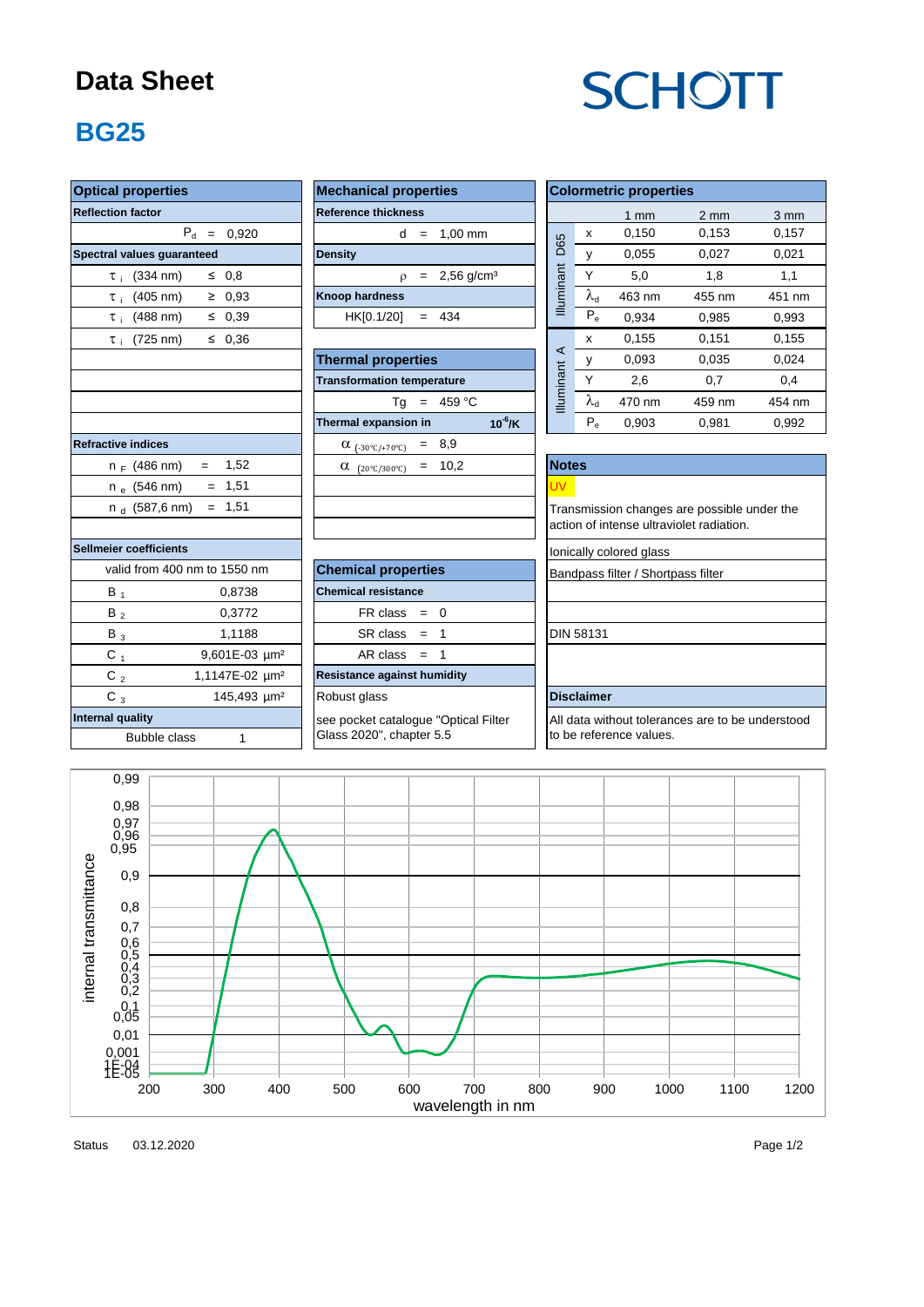# Data Sheet

SCHOTT

## BG25

### Optical properties

| Reflection factor | |
|---|---|
| $P_d$ = 0,920 | |

| Spectral values guaranteed | |
|---|---|
| $\tau_i$ (334 nm) | ≤ 0,8 |
| $\tau_i$ (405 nm) | ≥ 0,93 |
| $\tau_i$ (488 nm) | ≤ 0,39 |
| $\tau_i$ (725 nm) | ≤ 0,36 |

| Refractive indices | |
|---|---|
| $n_F$ (486 nm) | = 1,52 |
| $n_e$ (546 nm) | = 1,51 |
| $n_d$ (587,6 nm) | = 1,51 |

| Sellmeier coefficients | |
|---|---|
| valid from 400 nm to 1550 nm | |
| $B_1$ | 0,8738 |
| $B_2$ | 0,3772 |
| $B_3$ | 1,1188 |
| $C_1$ | 9,601E-03 µm² |
| $C_2$ | 1,1147E-02 µm² |
| $C_3$ | 145,493 µm² |

| Internal quality | |
|---|---|
| Bubble class | 1 |

### Mechanical properties

| Reference thickness | |
|---|---|
| d = 1,00 mm | |
| **Density** | |
| $\rho$ = 2,56 g/cm³ | |
| **Knoop hardness** | |
| HK[0.1/20] = 434 | |

### Thermal properties

| Transformation temperature | |
|---|---|
| Tg = 459 °C | |
| **Thermal expansion in** | $10^{-6}$/K |
| $\alpha_{(-30°C/+70°C)}$ = 8,9 | |
| $\alpha_{(20°C/300°C)}$ = 10,2 | |

### Chemical properties

| Chemical resistance | |
|---|---|
| FR class = 0 | |
| SR class = 1 | |
| AR class = 1 | |
| **Resistance against humidity** | |
| Robust glass | |
| see pocket catalogue "Optical Filter Glass 2020", chapter 5.5 | |

### Colormetric properties

| | | 1 mm | 2 mm | 3 mm |
|---|---|---|---|---|
| Illuminant D65 | x | 0,150 | 0,153 | 0,157 |
| | y | 0,055 | 0,027 | 0,021 |
| | Y | 5,0 | 1,8 | 1,1 |
| | $\lambda_d$ | 463 nm | 455 nm | 451 nm |
| | $P_e$ | 0,934 | 0,985 | 0,993 |
| Illuminant A | x | 0,155 | 0,151 | 0,155 |
| | y | 0,093 | 0,035 | 0,024 |
| | Y | 2,6 | 0,7 | 0,4 |
| | $\lambda_d$ | 470 nm | 459 nm | 454 nm |
| | $P_e$ | 0,903 | 0,981 | 0,992 |

### Notes

UV

Transmission changes are possible under the action of intense ultraviolet radiation.

Ionically colored glass

Bandpass filter / Shortpass filter

DIN 58131

### Disclaimer

All data without tolerances are to be understood to be reference values.

Status 03.12.2020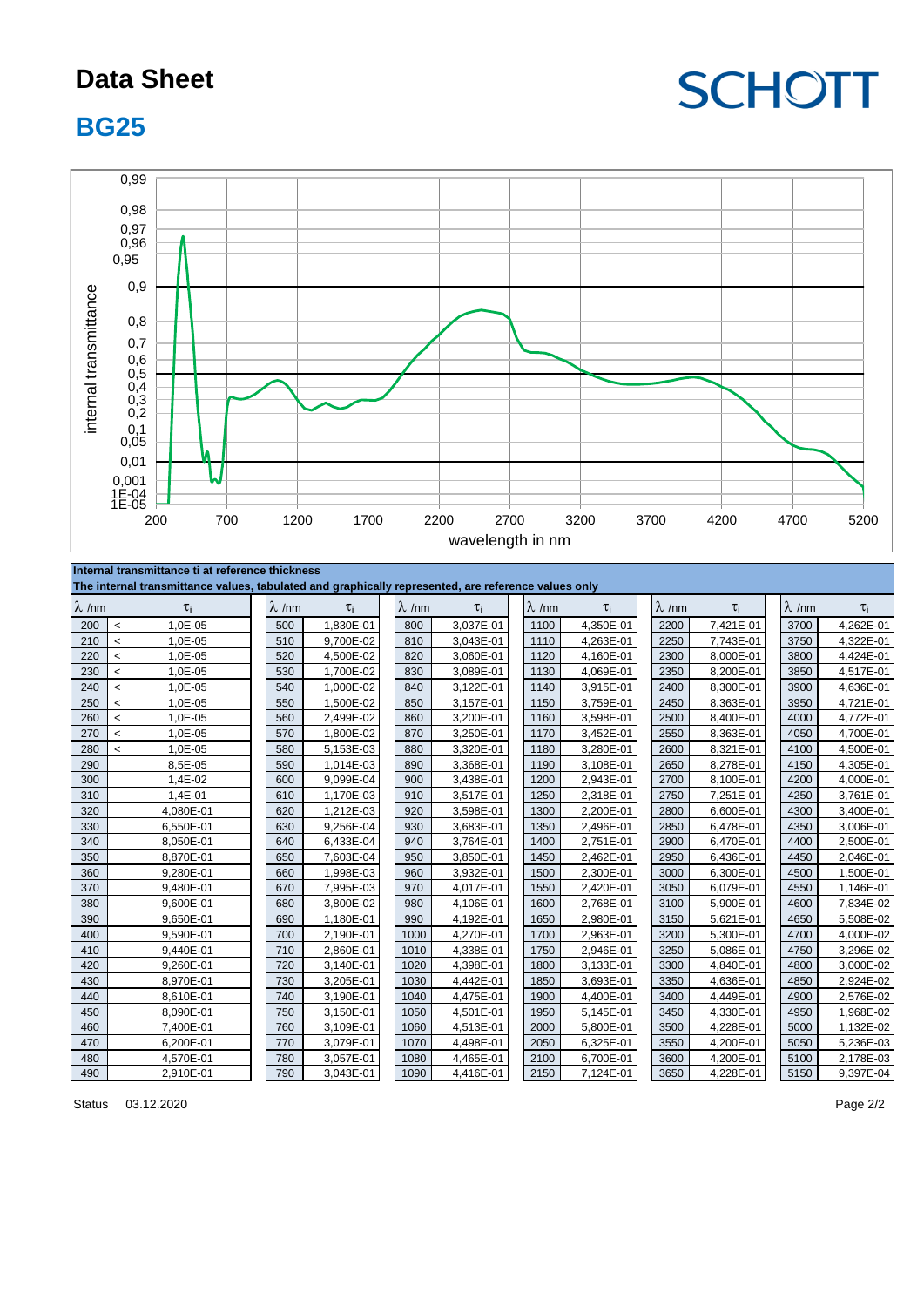# Data Sheet

SCHOTT

## BG25

0,99
0,98
0,97
0,96
0,95
0,9
0,8
0,7
0,6
0,5
0,4
0,3
0,2
0,1
0,05
0,01
0,001
1E-04
1E-05

internal transmittance

200
700
1200
1700
2200
2700
3200
3700
4200
4700
5200

wavelength in nm

**Internal transmittance ti at reference thickness**

**The internal transmittance values, tabulated and graphically represented, are reference values only**

| λ /nm | | $\tau_i$ | λ /nm | $\tau_i$ | λ /nm | $\tau_i$ | λ /nm | $\tau_i$ | λ /nm | $\tau_i$ | λ /nm | $\tau_i$ |
|---|---|---|---|---|---|---|---|---|---|---|---|---|
| 200 | < | 1,0E-05 | 500 | 1,830E-01 | 800 | 3,037E-01 | 1100 | 4,350E-01 | 2200 | 7,421E-01 | 3700 | 4,262E-01 |
| 210 | < | 1,0E-05 | 510 | 9,700E-02 | 810 | 3,043E-01 | 1110 | 4,263E-01 | 2250 | 7,743E-01 | 3750 | 4,322E-01 |
| 220 | < | 1,0E-05 | 520 | 4,500E-02 | 820 | 3,060E-01 | 1120 | 4,160E-01 | 2300 | 8,000E-01 | 3800 | 4,424E-01 |
| 230 | < | 1,0E-05 | 530 | 1,700E-02 | 830 | 3,089E-01 | 1130 | 4,069E-01 | 2350 | 8,200E-01 | 3850 | 4,517E-01 |
| 240 | < | 1,0E-05 | 540 | 1,000E-02 | 840 | 3,122E-01 | 1140 | 3,915E-01 | 2400 | 8,300E-01 | 3900 | 4,636E-01 |
| 250 | < | 1,0E-05 | 550 | 1,500E-02 | 850 | 3,157E-01 | 1150 | 3,759E-01 | 2450 | 8,363E-01 | 3950 | 4,721E-01 |
| 260 | < | 1,0E-05 | 560 | 2,499E-02 | 860 | 3,200E-01 | 1160 | 3,598E-01 | 2500 | 8,400E-01 | 4000 | 4,772E-01 |
| 270 | < | 1,0E-05 | 570 | 1,800E-02 | 870 | 3,250E-01 | 1170 | 3,452E-01 | 2550 | 8,363E-01 | 4050 | 4,700E-01 |
| 280 | < | 1,0E-05 | 580 | 5,153E-03 | 880 | 3,320E-01 | 1180 | 3,280E-01 | 2600 | 8,321E-01 | 4100 | 4,500E-01 |
| 290 | | 8,5E-05 | 590 | 1,014E-03 | 890 | 3,368E-01 | 1190 | 3,108E-01 | 2650 | 8,278E-01 | 4150 | 4,305E-01 |
| 300 | | 1,4E-02 | 600 | 9,099E-04 | 900 | 3,438E-01 | 1200 | 2,943E-01 | 2700 | 8,100E-01 | 4200 | 4,000E-01 |
| 310 | | 1,4E-01 | 610 | 1,170E-03 | 910 | 3,517E-01 | 1250 | 2,318E-01 | 2750 | 7,251E-01 | 4250 | 3,761E-01 |
| 320 | | 4,080E-01 | 620 | 1,212E-03 | 920 | 3,598E-01 | 1300 | 2,200E-01 | 2800 | 6,600E-01 | 4300 | 3,400E-01 |
| 330 | | 6,550E-01 | 630 | 9,256E-04 | 930 | 3,683E-01 | 1350 | 2,496E-01 | 2850 | 6,478E-01 | 4350 | 3,006E-01 |
| 340 | | 8,050E-01 | 640 | 6,433E-04 | 940 | 3,764E-01 | 1400 | 2,751E-01 | 2900 | 6,470E-01 | 4400 | 2,500E-01 |
| 350 | | 8,870E-01 | 650 | 7,603E-04 | 950 | 3,850E-01 | 1450 | 2,462E-01 | 2950 | 6,436E-01 | 4450 | 2,046E-01 |
| 360 | | 9,280E-01 | 660 | 1,998E-03 | 960 | 3,932E-01 | 1500 | 2,300E-01 | 3000 | 6,300E-01 | 4500 | 1,500E-01 |
| 370 | | 9,480E-01 | 670 | 7,995E-03 | 970 | 4,017E-01 | 1550 | 2,420E-01 | 3050 | 6,079E-01 | 4550 | 1,146E-01 |
| 380 | | 9,600E-01 | 680 | 3,800E-02 | 980 | 4,106E-01 | 1600 | 2,768E-01 | 3100 | 5,900E-01 | 4600 | 7,834E-02 |
| 390 | | 9,650E-01 | 690 | 1,180E-01 | 990 | 4,192E-01 | 1650 | 2,980E-01 | 3150 | 5,621E-01 | 4650 | 5,508E-02 |
| 400 | | 9,590E-01 | 700 | 2,190E-01 | 1000 | 4,270E-01 | 1700 | 2,963E-01 | 3200 | 5,300E-01 | 4700 | 4,000E-02 |
| 410 | | 9,440E-01 | 710 | 2,860E-01 | 1010 | 4,338E-01 | 1750 | 2,946E-01 | 3250 | 5,086E-01 | 4750 | 3,296E-02 |
| 420 | | 9,260E-01 | 720 | 3,140E-01 | 1020 | 4,398E-01 | 1800 | 3,133E-01 | 3300 | 4,840E-01 | 4800 | 3,000E-02 |
| 430 | | 8,970E-01 | 730 | 3,205E-01 | 1030 | 4,442E-01 | 1850 | 3,693E-01 | 3350 | 4,636E-01 | 4850 | 2,924E-02 |
| 440 | | 8,610E-01 | 740 | 3,190E-01 | 1040 | 4,475E-01 | 1900 | 4,400E-01 | 3400 | 4,449E-01 | 4900 | 2,576E-02 |
| 450 | | 8,090E-01 | 750 | 3,150E-01 | 1050 | 4,501E-01 | 1950 | 5,145E-01 | 3450 | 4,330E-01 | 4950 | 1,968E-02 |
| 460 | | 7,400E-01 | 760 | 3,109E-01 | 1060 | 4,513E-01 | 2000 | 5,800E-01 | 3500 | 4,228E-01 | 5000 | 1,132E-02 |
| 470 | | 6,200E-01 | 770 | 3,079E-01 | 1070 | 4,498E-01 | 2050 | 6,325E-01 | 3550 | 4,200E-01 | 5050 | 5,236E-03 |
| 480 | | 4,570E-01 | 780 | 3,057E-01 | 1080 | 4,465E-01 | 2100 | 6,700E-01 | 3600 | 4,200E-01 | 5100 | 2,178E-03 |
| 490 | | 2,910E-01 | 790 | 3,043E-01 | 1090 | 4,416E-01 | 2150 | 7,124E-01 | 3650 | 4,228E-01 | 5150 | 9,397E-04 |

Status 03.12.2020